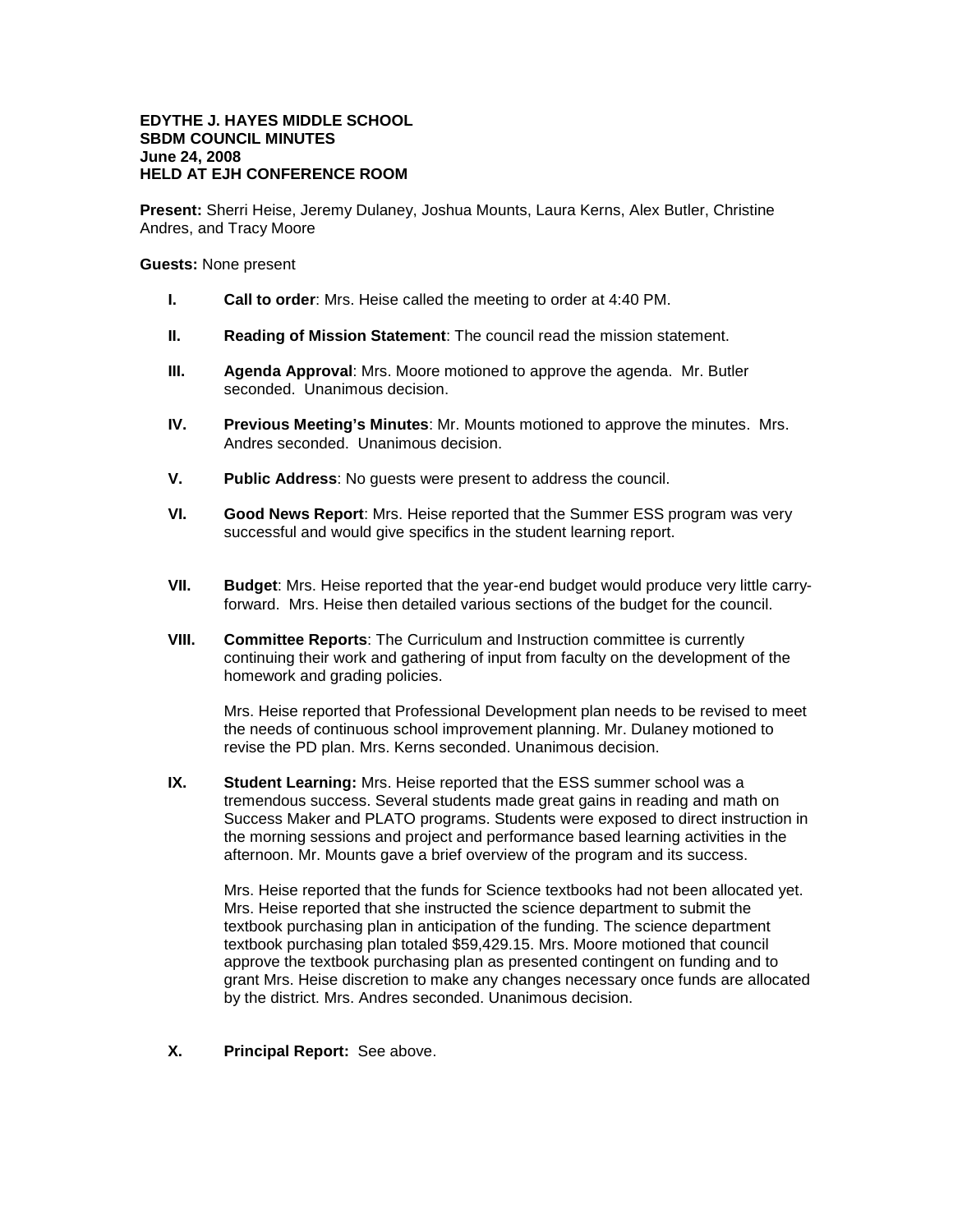**EDYTHE J. HAYES MIDDLE SCHOOL**
**SBDM COUNCIL MINUTES**
**June 24, 2008**
**HELD AT EJH CONFERENCE ROOM**

**Present:** Sherri Heise, Jeremy Dulaney, Joshua Mounts, Laura Kerns, Alex Butler, Christine Andres, and Tracy Moore

**Guests:** None present

I. **Call to order**: Mrs. Heise called the meeting to order at 4:40 PM.

II. **Reading of Mission Statement**: The council read the mission statement.

III. **Agenda Approval**: Mrs. Moore motioned to approve the agenda. Mr. Butler seconded. Unanimous decision.

IV. **Previous Meeting's Minutes**: Mr. Mounts motioned to approve the minutes. Mrs. Andres seconded. Unanimous decision.

V. **Public Address**: No guests were present to address the council.

VI. **Good News Report**: Mrs. Heise reported that the Summer ESS program was very successful and would give specifics in the student learning report.

VII. **Budget**: Mrs. Heise reported that the year-end budget would produce very little carry-forward. Mrs. Heise then detailed various sections of the budget for the council.

VIII. **Committee Reports**: The Curriculum and Instruction committee is currently continuing their work and gathering of input from faculty on the development of the homework and grading policies.

    Mrs. Heise reported that Professional Development plan needs to be revised to meet the needs of continuous school improvement planning. Mr. Dulaney motioned to revise the PD plan. Mrs. Kerns seconded. Unanimous decision.

IX. **Student Learning:** Mrs. Heise reported that the ESS summer school was a tremendous success. Several students made great gains in reading and math on Success Maker and PLATO programs. Students were exposed to direct instruction in the morning sessions and project and performance based learning activities in the afternoon. Mr. Mounts gave a brief overview of the program and its success.

    Mrs. Heise reported that the funds for Science textbooks had not been allocated yet. Mrs. Heise reported that she instructed the science department to submit the textbook purchasing plan in anticipation of the funding. The science department textbook purchasing plan totaled $59,429.15. Mrs. Moore motioned that council approve the textbook purchasing plan as presented contingent on funding and to grant Mrs. Heise discretion to make any changes necessary once funds are allocated by the district. Mrs. Andres seconded. Unanimous decision.

X. **Principal Report:** See above.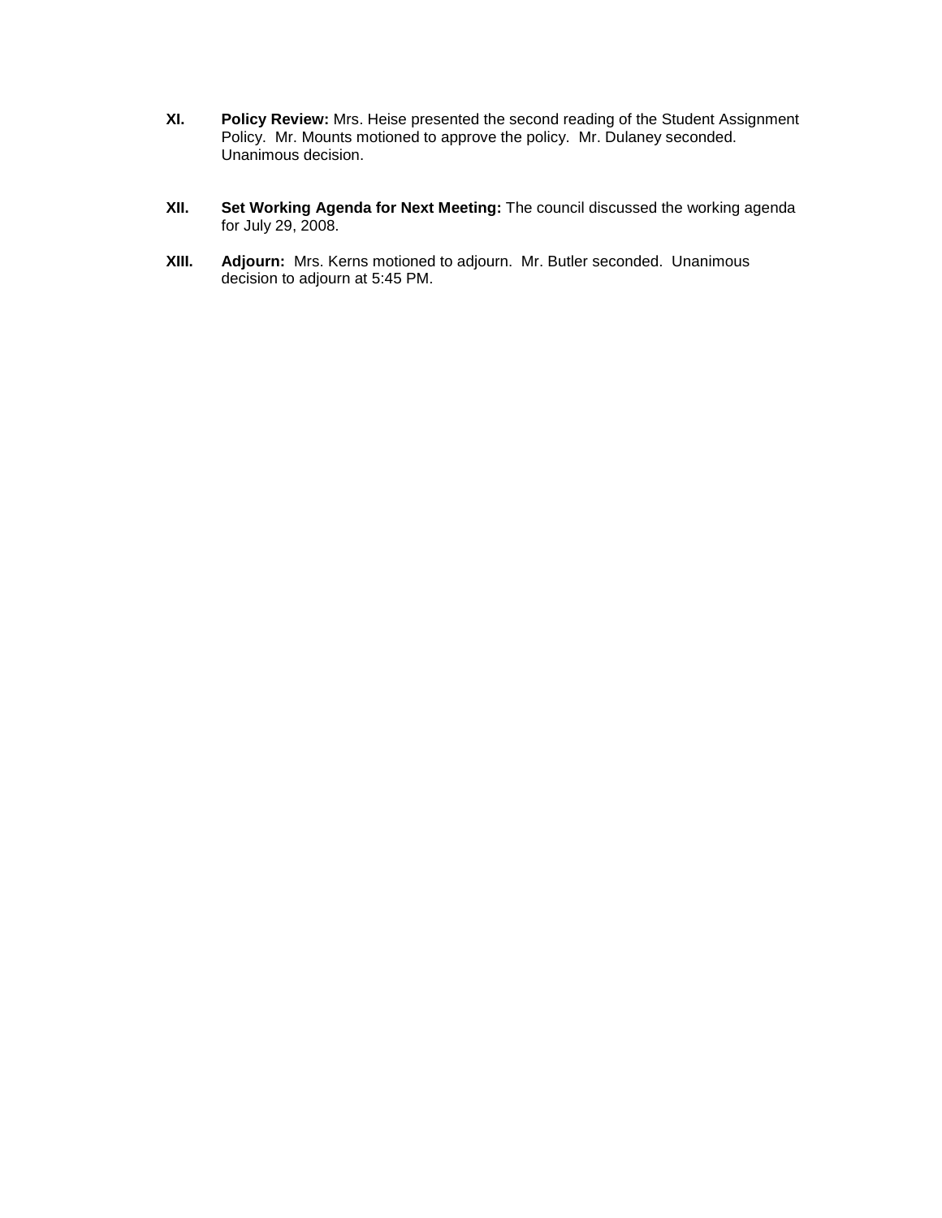**XI.** **Policy Review:** Mrs. Heise presented the second reading of the Student Assignment Policy. Mr. Mounts motioned to approve the policy. Mr. Dulaney seconded. Unanimous decision.

**XII.** **Set Working Agenda for Next Meeting:** The council discussed the working agenda for July 29, 2008.

**XIII.** **Adjourn:** Mrs. Kerns motioned to adjourn. Mr. Butler seconded. Unanimous decision to adjourn at 5:45 PM.